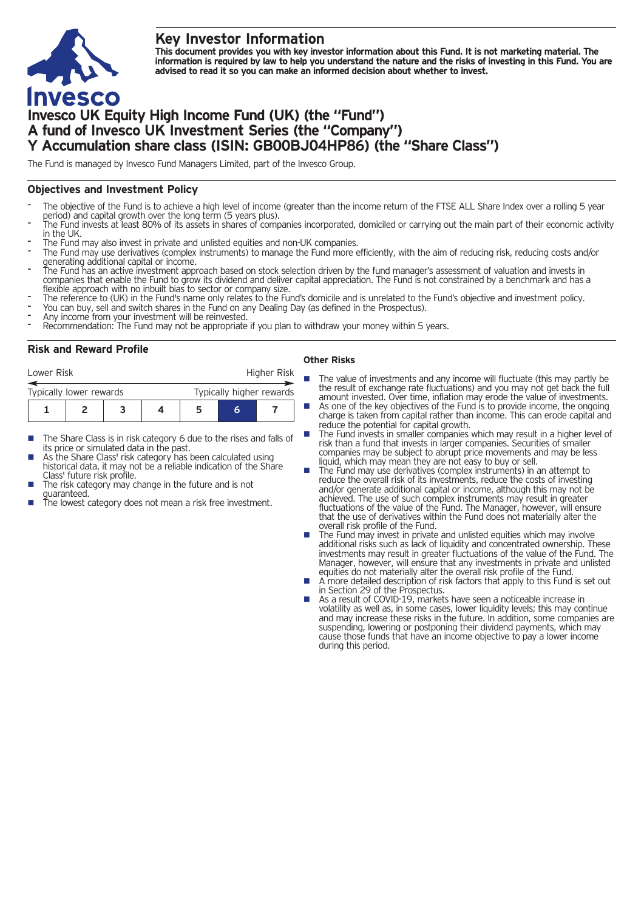# Key Investor Information

**This document provides you with key investor information about this Fund. It is not marketing material. The information is required by law to help you understand the nature and the risks of investing in this Fund. You are advised to read it so you can make an informed decision about whether to invest.**

# Invesco UK Equity High Income Fund (UK) (the "Fund")
# A fund of Invesco UK Investment Series (the "Company")
# Y Accumulation share class (ISIN: GB00BJ04HP86) (the "Share Class")

The Fund is managed by Invesco Fund Managers Limited, part of the Invesco Group.

## Objectives and Investment Policy

- The objective of the Fund is to achieve a high level of income (greater than the income return of the FTSE ALL Share Index over a rolling 5 year period) and capital growth over the long term (5 years plus).
- The Fund invests at least 80% of its assets in shares of companies incorporated, domiciled or carrying out the main part of their economic activity in the UK.
- The Fund may also invest in private and unlisted equities and non-UK companies.
- The Fund may use derivatives (complex instruments) to manage the Fund more efficiently, with the aim of reducing risk, reducing costs and/or generating additional capital or income.
- The Fund has an active investment approach based on stock selection driven by the fund manager's assessment of valuation and invests in companies that enable the Fund to grow its dividend and deliver capital appreciation. The Fund is not constrained by a benchmark and has a flexible approach with no inbuilt bias to sector or company size.
- The reference to (UK) in the Fund's name only relates to the Fund's domicile and is unrelated to the Fund's objective and investment policy.
- You can buy, sell and switch shares in the Fund on any Dealing Day (as defined in the Prospectus).
- Any income from your investment will be reinvested.
- Recommendation: The Fund may not be appropriate if you plan to withdraw your money within 5 years.

## Risk and Reward Profile

| Lower Risk | | | | | | Higher Risk |
|---|---|---|---|---|---|---|
| Typically lower rewards | | | | | | Typically higher rewards |
| 1 | 2 | 3 | 4 | 5 | **6** | 7 |

- The Share Class is in risk category 6 due to the rises and falls of its price or simulated data in the past.
- As the Share Class' risk category has been calculated using historical data, it may not be a reliable indication of the Share Class' future risk profile.
- The risk category may change in the future and is not guaranteed.
- The lowest category does not mean a risk free investment.

### Other Risks

- The value of investments and any income will fluctuate (this may partly be the result of exchange rate fluctuations) and you may not get back the full amount invested. Over time, inflation may erode the value of investments.
- As one of the key objectives of the Fund is to provide income, the ongoing charge is taken from capital rather than income. This can erode capital and reduce the potential for capital growth.
- The Fund invests in smaller companies which may result in a higher level of risk than a fund that invests in larger companies. Securities of smaller companies may be subject to abrupt price movements and may be less liquid, which may mean they are not easy to buy or sell.
- The Fund may use derivatives (complex instruments) in an attempt to reduce the overall risk of its investments, reduce the costs of investing and/or generate additional capital or income, although this may not be achieved. The use of such complex instruments may result in greater fluctuations of the value of the Fund. The Manager, however, will ensure that the use of derivatives within the Fund does not materially alter the overall risk profile of the Fund.
- The Fund may invest in private and unlisted equities which may involve additional risks such as lack of liquidity and concentrated ownership. These investments may result in greater fluctuations of the value of the Fund. The Manager, however, will ensure that any investments in private and unlisted equities do not materially alter the overall risk profile of the Fund.
- A more detailed description of risk factors that apply to this Fund is set out in Section 29 of the Prospectus.
- As a result of COVID-19, markets have seen a noticeable increase in volatility as well as, in some cases, lower liquidity levels; this may continue and may increase these risks in the future. In addition, some companies are suspending, lowering or postponing their dividend payments, which may cause those funds that have an income objective to pay a lower income during this period.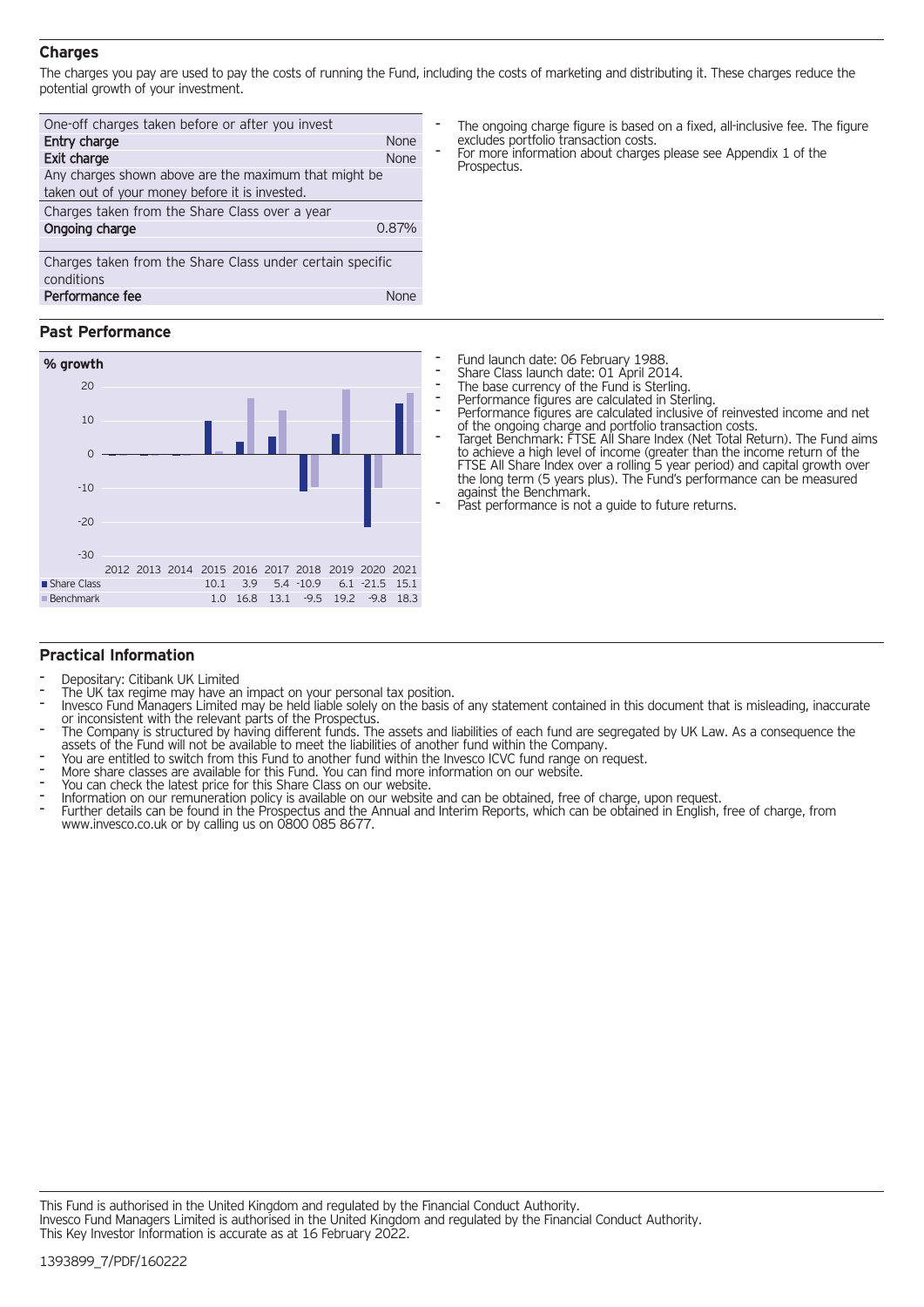## Charges

The charges you pay are used to pay the costs of running the Fund, including the costs of marketing and distributing it. These charges reduce the potential growth of your investment.

| One-off charges taken before or after you invest | |
|---|---|
| **Entry charge** | None |
| **Exit charge** | None |
| Any charges shown above are the maximum that might be taken out of your money before it is invested. | |
| Charges taken from the Share Class over a year | |
| **Ongoing charge** | 0.87% |
| Charges taken from the Share Class under certain specific conditions | |
| **Performance fee** | None |

- The ongoing charge figure is based on a fixed, all-inclusive fee. The figure excludes portfolio transaction costs.
- For more information about charges please see Appendix 1 of the Prospectus.

## Past Performance

% growth

20
10
0
-10
-20
-30

2012 2013 2014 2015 2016 2017 2018 2019 2020 2021

Share Class 10.1 3.9 5.4 -10.9 6.1 -21.5 15.1

Benchmark 1.0 16.8 13.1 -9.5 19.2 -9.8 18.3

- Fund launch date: 06 February 1988.
- Share Class launch date: 01 April 2014.
- The base currency of the Fund is Sterling.
- Performance figures are calculated in Sterling.
- Performance figures are calculated inclusive of reinvested income and net of the ongoing charge and portfolio transaction costs.
- Target Benchmark: FTSE All Share Index (Net Total Return). The Fund aims to achieve a high level of income (greater than the income return of the FTSE All Share Index over a rolling 5 year period) and capital growth over the long term (5 years plus). The Fund's performance can be measured against the Benchmark.
- Past performance is not a guide to future returns.

## Practical Information

- Depositary: Citibank UK Limited
- The UK tax regime may have an impact on your personal tax position.
- Invesco Fund Managers Limited may be held liable solely on the basis of any statement contained in this document that is misleading, inaccurate or inconsistent with the relevant parts of the Prospectus.
- The Company is structured by having different funds. The assets and liabilities of each fund are segregated by UK Law. As a consequence the assets of the Fund will not be available to meet the liabilities of another fund within the Company.
- You are entitled to switch from this Fund to another fund within the Invesco ICVC fund range on request.
- More share classes are available for this Fund. You can find more information on our website.
- You can check the latest price for this Share Class on our website.
- Information on our remuneration policy is available on our website and can be obtained, free of charge, upon request.
- Further details can be found in the Prospectus and the Annual and Interim Reports, which can be obtained in English, free of charge, from www.invesco.co.uk or by calling us on 0800 085 8677.

This Fund is authorised in the United Kingdom and regulated by the Financial Conduct Authority.
Invesco Fund Managers Limited is authorised in the United Kingdom and regulated by the Financial Conduct Authority.
This Key Investor Information is accurate as at 16 February 2022.

1393899_7/PDF/160222